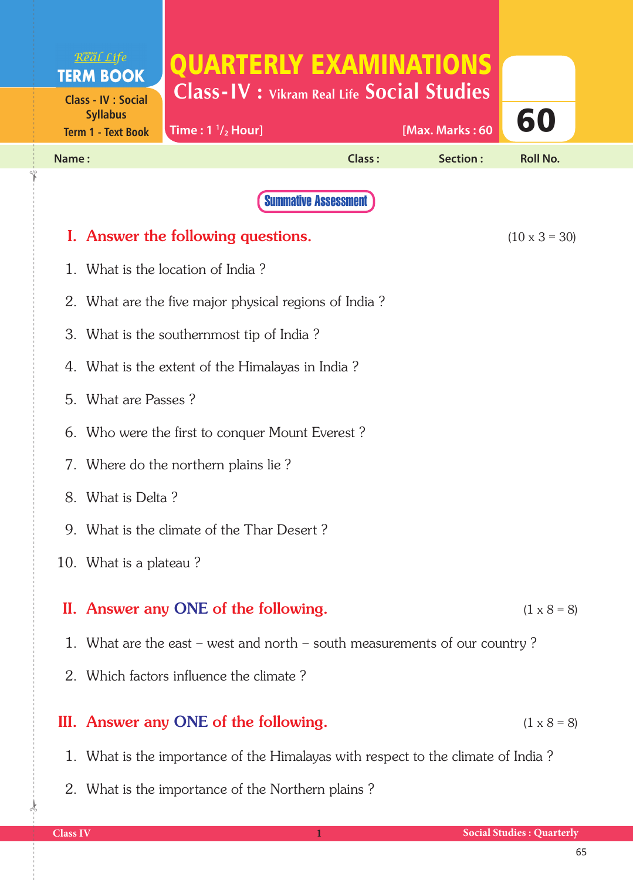Real Life **TERM BOOK**

Class - IV : Social Syllabus
Term 1 - Text Book

# QUARTERLY EXAMINATIONS

## Class-IV : Vikram Real Life Social Studies

Time : 1 $^1/_2$ Hour] [Max. Marks : 60

**60**

Name : Class : Section : Roll No.

**Summative Assessment**

### I. Answer the following questions. (10 x 3 = 30)

1. What is the location of India ?
2. What are the five major physical regions of India ?
3. What is the southernmost tip of India ?
4. What is the extent of the Himalayas in India ?
5. What are Passes ?
6. Who were the first to conquer Mount Everest ?
7. Where do the northern plains lie ?
8. What is Delta ?
9. What is the climate of the Thar Desert ?
10. What is a plateau ?

### II. Answer any ONE of the following. (1 x 8 = 8)

1. What are the east – west and north – south measurements of our country ?
2. Which factors influence the climate ?

### III. Answer any ONE of the following. (1 x 8 = 8)

1. What is the importance of the Himalayas with respect to the climate of India ?
2. What is the importance of the Northern plains ?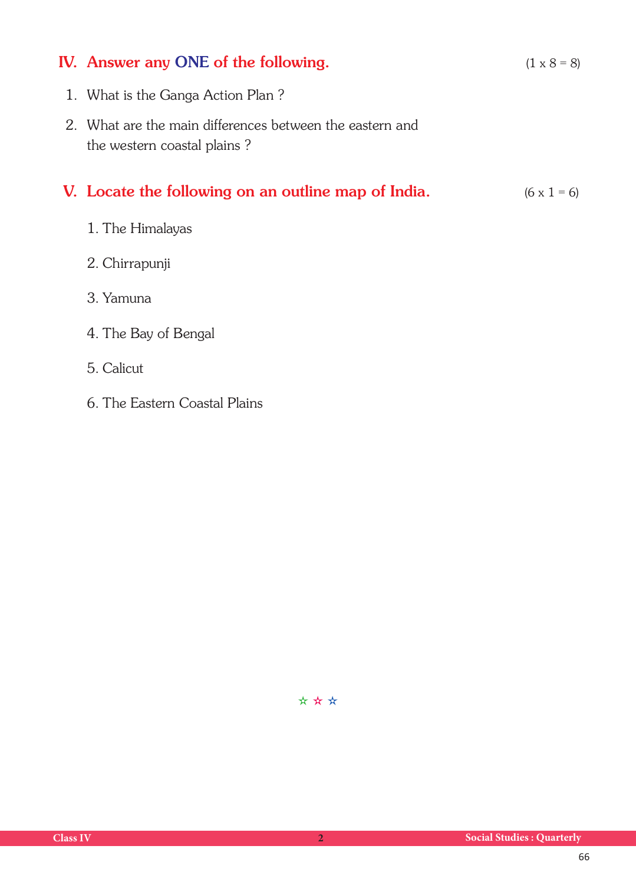## IV. Answer any ONE of the following. (1 x 8 = 8)

1. What is the Ganga Action Plan ?
2. What are the main differences between the eastern and the western coastal plains ?

## V. Locate the following on an outline map of India. (6 x 1 = 6)

1. The Himalayas
2. Chirrapunji
3. Yamuna
4. The Bay of Bengal
5. Calicut
6. The Eastern Coastal Plains

☆ ☆ ☆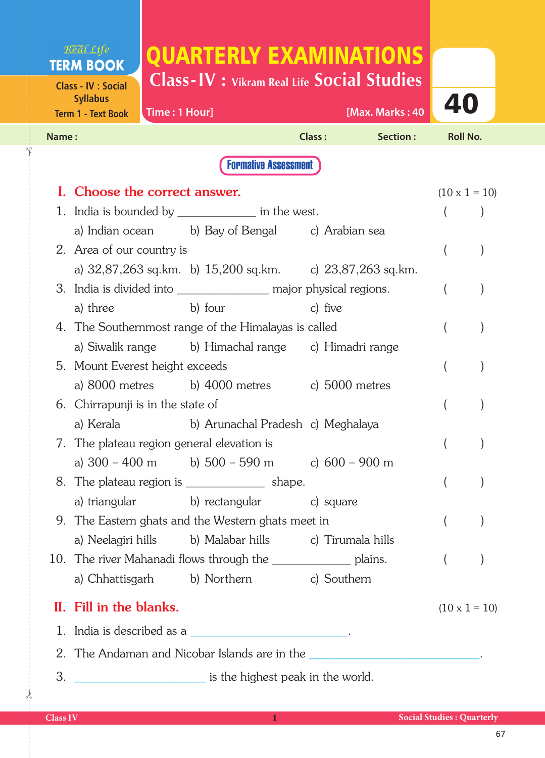Vikram Real Life
**TERM BOOK**
Class - IV : Social Syllabus
Term 1 - Text Book

# QUARTERLY EXAMINATIONS

## Class-IV : Vikram Real Life Social Studies

Time : 1 Hour] [Max. Marks : 40

40

Name : Class : Section : Roll No.

**Formative Assessment**

## I. Choose the correct answer. (10 x 1 = 10)

1. India is bounded by ____________ in the west. ( )
   a) Indian ocean b) Bay of Bengal c) Arabian sea
2. Area of our country is ( )
   a) 32,87,263 sq.km. b) 15,200 sq.km. c) 23,87,263 sq.km.
3. India is divided into ______________ major physical regions. ( )
   a) three b) four c) five
4. The Southernmost range of the Himalayas is called ( )
   a) Siwalik range b) Himachal range c) Himadri range
5. Mount Everest height exceeds ( )
   a) 8000 metres b) 4000 metres c) 5000 metres
6. Chirrapunji is in the state of ( )
   a) Kerala b) Arunachal Pradesh c) Meghalaya
7. The plateau region general elevation is ( )
   a) 300 – 400 m b) 500 – 590 m c) 600 – 900 m
8. The plateau region is ____________ shape. ( )
   a) triangular b) rectangular c) square
9. The Eastern ghats and the Western ghats meet in ( )
   a) Neelagiri hills b) Malabar hills c) Tirumala hills
10. The river Mahanadi flows through the ____________ plains. ( )
    a) Chhattisgarh b) Northern c) Southern

## II. Fill in the blanks. (10 x 1 = 10)

1. India is described as a ________________________.
2. The Andaman and Nicobar Islands are in the ________________________.
3. ____________________ is the highest peak in the world.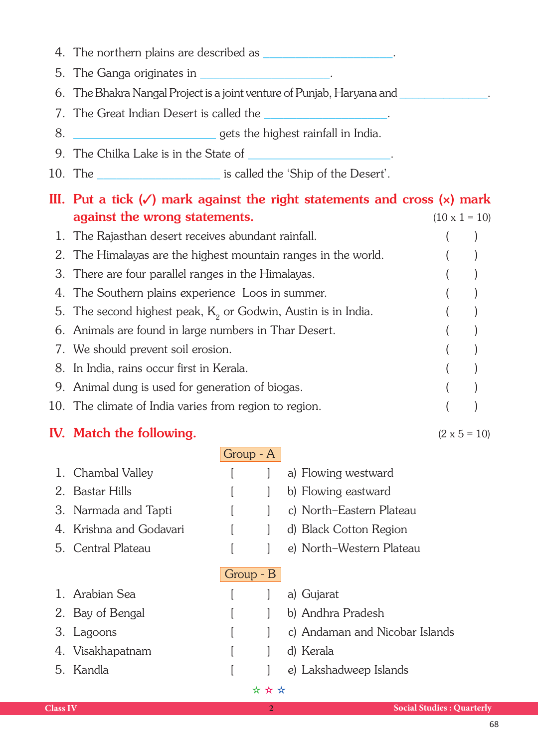4. The northern plains are described as ____________________.
5. The Ganga originates in ____________________.
6. The Bhakra Nangal Project is a joint venture of Punjab, Haryana and ______________.
7. The Great Indian Desert is called the ____________________.
8. ____________________ gets the highest rainfall in India.
9. The Chilka Lake is in the State of ____________________.
10. The ____________________ is called the 'Ship of the Desert'.

## III. Put a tick (✓) mark against the right statements and cross (×) mark against the wrong statements. (10 x 1 = 10)

1. The Rajasthan desert receives abundant rainfall. ( )
2. The Himalayas are the highest mountain ranges in the world. ( )
3. There are four parallel ranges in the Himalayas. ( )
4. The Southern plains experience Loos in summer. ( )
5. The second highest peak, $K_2$ or Godwin, Austin is in India. ( )
6. Animals are found in large numbers in Thar Desert. ( )
7. We should prevent soil erosion. ( )
8. In India, rains occur first in Kerala. ( )
9. Animal dung is used for generation of biogas. ( )
10. The climate of India varies from region to region. ( )

## IV. Match the following. (2 x 5 = 10)

**Group - A**

| | | | |
|---|---|---|---|
| 1. Chambal Valley | [ ] | a) Flowing westward |
| 2. Bastar Hills | [ ] | b) Flowing eastward |
| 3. Narmada and Tapti | [ ] | c) North–Eastern Plateau |
| 4. Krishna and Godavari | [ ] | d) Black Cotton Region |
| 5. Central Plateau | [ ] | e) North–Western Plateau |

**Group - B**

| | | |
|---|---|---|
| 1. Arabian Sea | [ ] | a) Gujarat |
| 2. Bay of Bengal | [ ] | b) Andhra Pradesh |
| 3. Lagoons | [ ] | c) Andaman and Nicobar Islands |
| 4. Visakhapatnam | [ ] | d) Kerala |
| 5. Kandla | [ ] | e) Lakshadweep Islands |

☆ ☆ ☆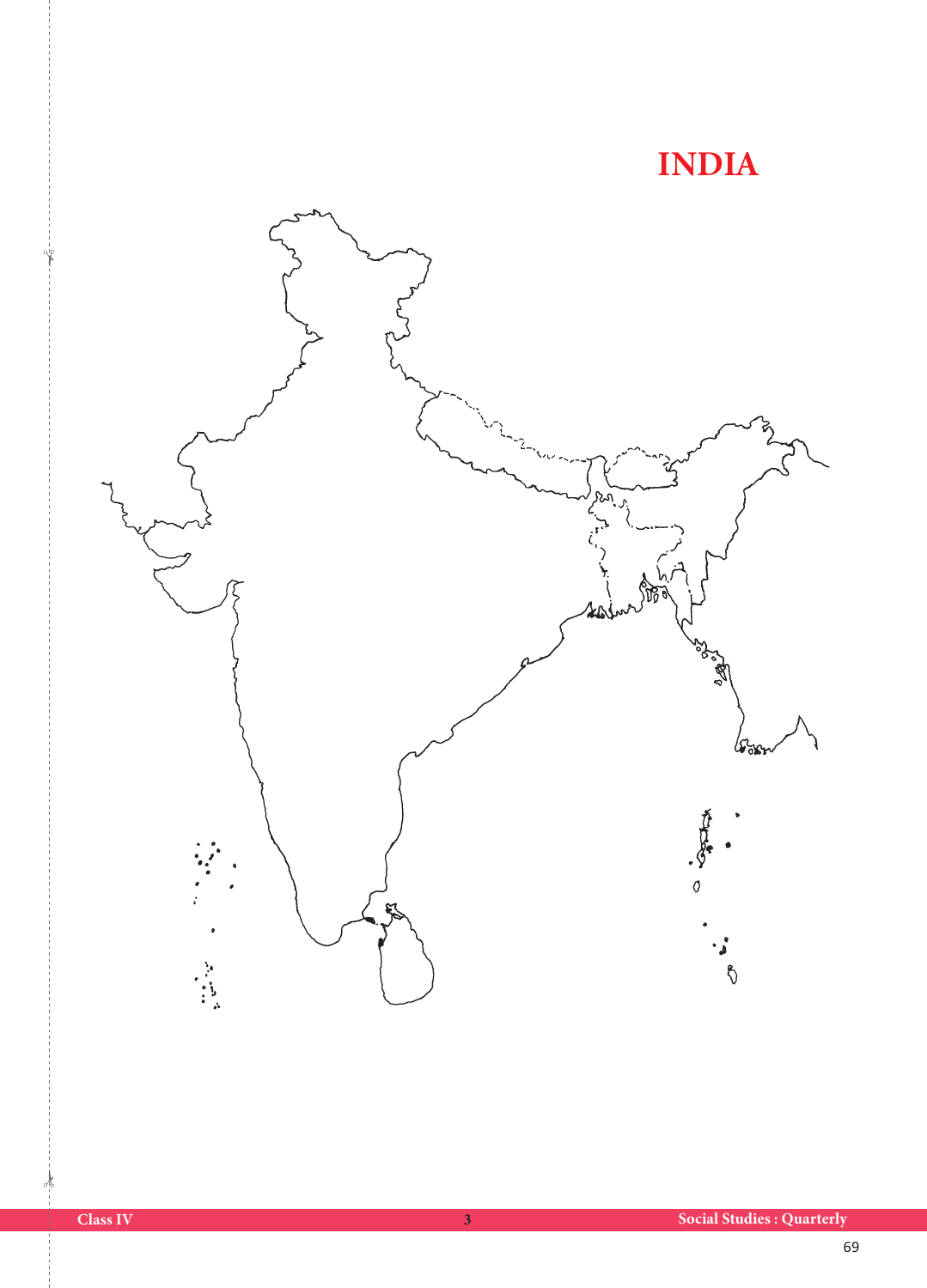# INDIA